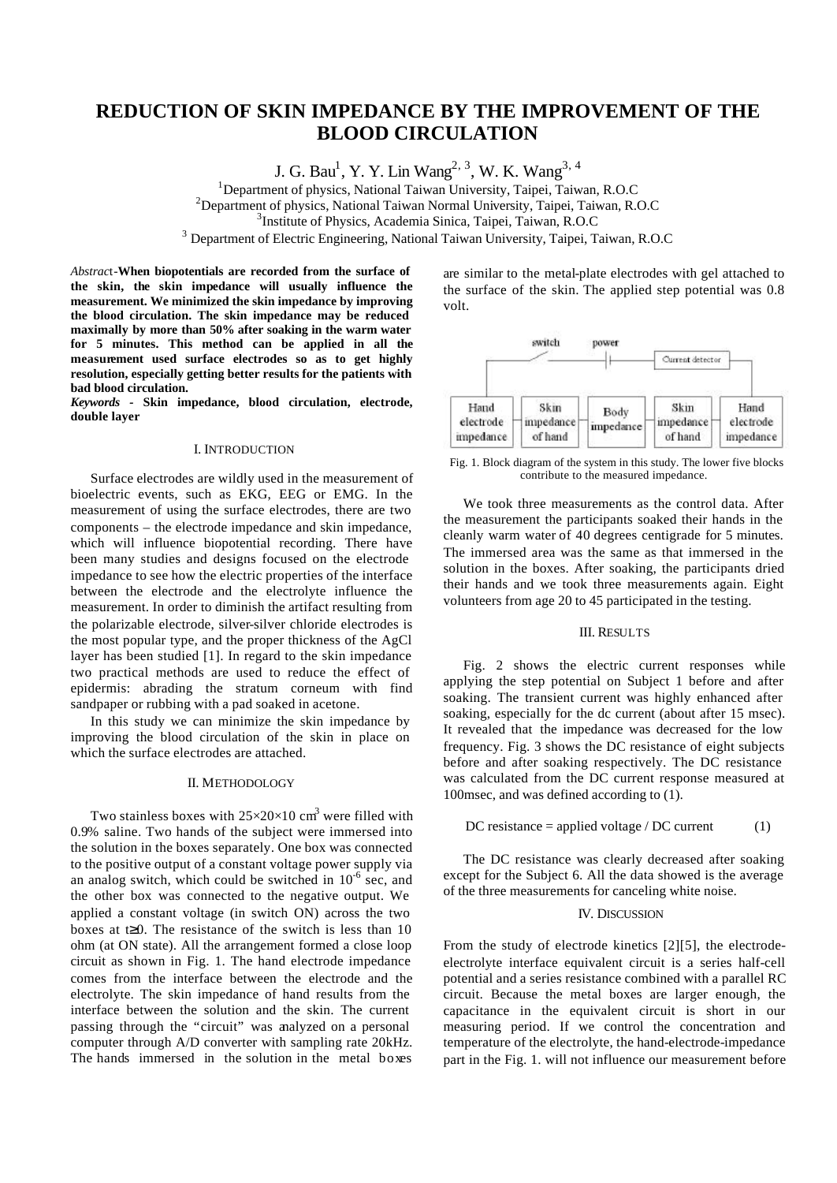# REDUCTION OF SKIN IMPEDANCE BY THE IMPROVEMENT OF THE BLOOD CIRCULATION

J. G. Bau[1], Y. Y. Lin Wang[2, 3], W. K. Wang[3, 4]

[1]Department of physics, National Taiwan University, Taipei, Taiwan, R.O.C
[2]Department of physics, National Taiwan Normal University, Taipei, Taiwan, R.O.C
[3]Institute of Physics, Academia Sinica, Taipei, Taiwan, R.O.C
[3] Department of Electric Engineering, National Taiwan University, Taipei, Taiwan, R.O.C

*Abstract*-**When biopotentials are recorded from the surface of the skin, the skin impedance will usually influence the measurement. We minimized the skin impedance by improving the blood circulation. The skin impedance may be reduced maximally by more than 50% after soaking in the warm water for 5 minutes. This method can be applied in all the measurement used surface electrodes so as to get highly resolution, especially getting better results for the patients with bad blood circulation.**

***Keywords*** **- Skin impedance, blood circulation, electrode, double layer**

## I. INTRODUCTION

Surface electrodes are wildly used in the measurement of bioelectric events, such as EKG, EEG or EMG. In the measurement of using the surface electrodes, there are two components – the electrode impedance and skin impedance, which will influence biopotential recording. There have been many studies and designs focused on the electrode impedance to see how the electric properties of the interface between the electrode and the electrolyte influence the measurement. In order to diminish the artifact resulting from the polarizable electrode, silver-silver chloride electrodes is the most popular type, and the proper thickness of the AgCl layer has been studied [1]. In regard to the skin impedance two practical methods are used to reduce the effect of epidermis: abrading the stratum corneum with find sandpaper or rubbing with a pad soaked in acetone.

In this study we can minimize the skin impedance by improving the blood circulation of the skin in place on which the surface electrodes are attached.

## II. METHODOLOGY

Two stainless boxes with $25\times20\times10$ cm$^3$ were filled with 0.9% saline. Two hands of the subject were immersed into the solution in the boxes separately. One box was connected to the positive output of a constant voltage power supply via an analog switch, which could be switched in $10^{-6}$ sec, and the other box was connected to the negative output. We applied a constant voltage (in switch ON) across the two boxes at $t\geq0$. The resistance of the switch is less than 10 ohm (at ON state). All the arrangement formed a close loop circuit as shown in Fig. 1. The hand electrode impedance comes from the interface between the electrode and the electrolyte. The skin impedance of hand results from the interface between the solution and the skin. The current passing through the "circuit" was analyzed on a personal computer through A/D converter with sampling rate 20kHz. The hands immersed in the solution in the metal boxes are similar to the metal-plate electrodes with gel attached to the surface of the skin. The applied step potential was 0.8 volt.

Fig. 1. Block diagram of the system in this study. The lower five blocks contribute to the measured impedance.

We took three measurements as the control data. After the measurement the participants soaked their hands in the cleanly warm water of 40 degrees centigrade for 5 minutes. The immersed area was the same as that immersed in the solution in the boxes. After soaking, the participants dried their hands and we took three measurements again. Eight volunteers from age 20 to 45 participated in the testing.

## III. RESULTS

Fig. 2 shows the electric current responses while applying the step potential on Subject 1 before and after soaking. The transient current was highly enhanced after soaking, especially for the dc current (about after 15 msec). It revealed that the impedance was decreased for the low frequency. Fig. 3 shows the DC resistance of eight subjects before and after soaking respectively. The DC resistance was calculated from the DC current response measured at 100msec, and was defined according to (1).

$$\text{DC resistance} = \text{applied voltage} / \text{DC current} \qquad (1)$$

The DC resistance was clearly decreased after soaking except for the Subject 6. All the data showed is the average of the three measurements for canceling white noise.

## IV. DISCUSSION

From the study of electrode kinetics [2][5], the electrode-electrolyte interface equivalent circuit is a series half-cell potential and a series resistance combined with a parallel RC circuit. Because the metal boxes are larger enough, the capacitance in the equivalent circuit is short in our measuring period. If we control the concentration and temperature of the electrolyte, the hand-electrode-impedance part in the Fig. 1. will not influence our measurement before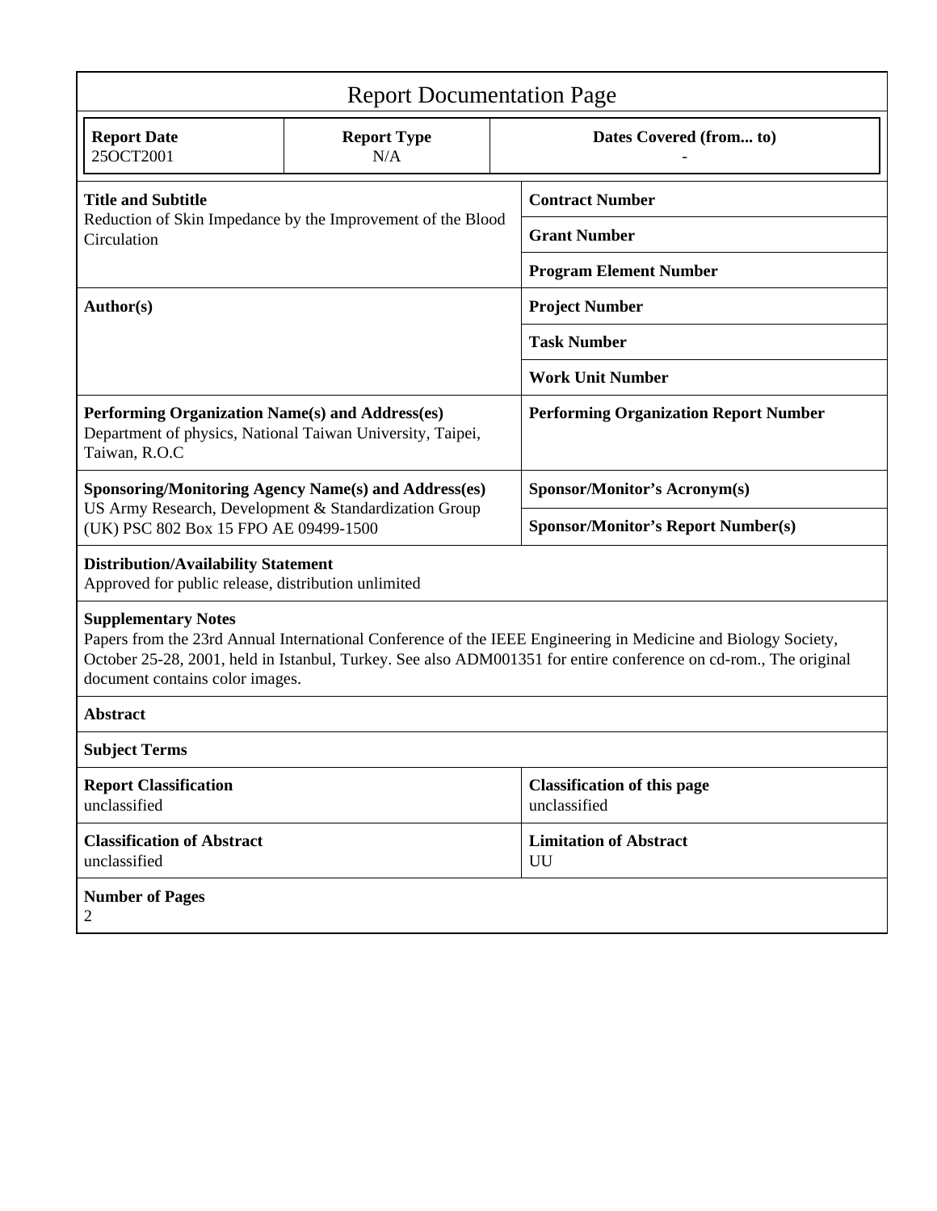# Report Documentation Page

| Report Date | Report Type | Dates Covered (from... to) |
|---|---|---|
| 25OCT2001 | N/A | - |

| | |
|---|---|
| **Title and Subtitle**<br>Reduction of Skin Impedance by the Improvement of the Blood Circulation | **Contract Number** |
| | **Grant Number** |
| | **Program Element Number** |
| **Author(s)** | **Project Number** |
| | **Task Number** |
| | **Work Unit Number** |
| **Performing Organization Name(s) and Address(es)**<br>Department of physics, National Taiwan University, Taipei, Taiwan, R.O.C | **Performing Organization Report Number** |
| **Sponsoring/Monitoring Agency Name(s) and Address(es)**<br>US Army Research, Development & Standardization Group (UK) PSC 802 Box 15 FPO AE 09499-1500 | **Sponsor/Monitor's Acronym(s)** |
| | **Sponsor/Monitor's Report Number(s)** |

**Distribution/Availability Statement**
Approved for public release, distribution unlimited

**Supplementary Notes**
Papers from the 23rd Annual International Conference of the IEEE Engineering in Medicine and Biology Society, October 25-28, 2001, held in Istanbul, Turkey. See also ADM001351 for entire conference on cd-rom., The original document contains color images.

**Abstract**

**Subject Terms**

| | |
|---|---|
| **Report Classification**<br>unclassified | **Classification of this page**<br>unclassified |
| **Classification of Abstract**<br>unclassified | **Limitation of Abstract**<br>UU |

**Number of Pages**
2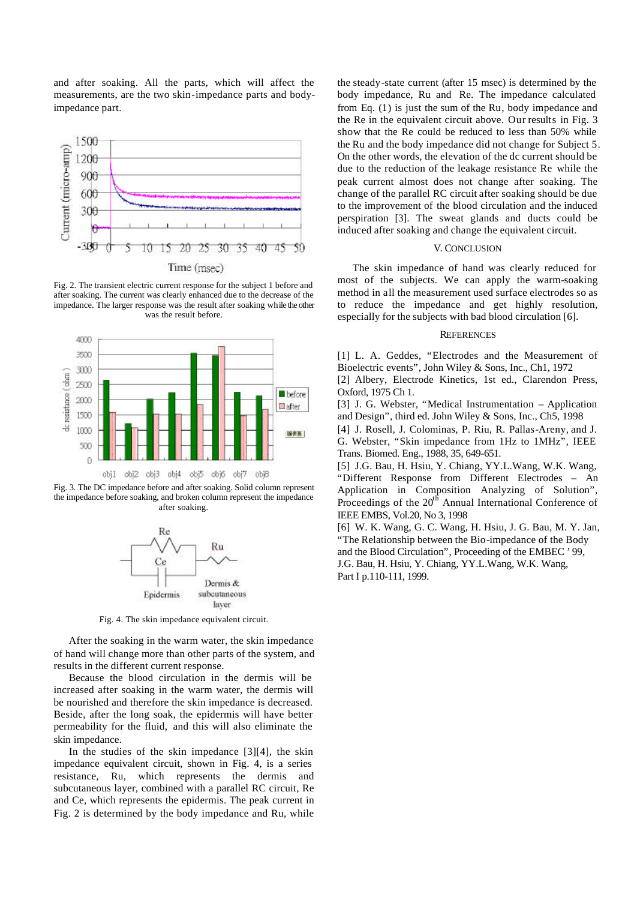and after soaking. All the parts, which will affect the measurements, are the two skin-impedance parts and body-impedance part.

Current (micro-amp)
1500
1200
900
600
300
0
-300
0 5 10 15 20 25 30 35 40 45 50
Time (msec)

Fig. 2. The transient electric current response for the subject 1 before and after soaking. The current was clearly enhanced due to the decrease of the impedance. The larger response was the result after soaking while the other was the result before.

dc resistance (ohm)
4000
3500
3000
2500
2000
1500
1000
500
0
obj1 obj2 obj3 obj4 obj5 obj6 obj7 obj8
before
after

Fig. 3. The DC impedance before and after soaking. Solid column represent the impedance before soaking, and broken column represent the impedance after soaking.

Re
Ce
Ru
Epidermis
Dermis & subcutaneous layer

Fig. 4. The skin impedance equivalent circuit.

After the soaking in the warm water, the skin impedance of hand will change more than other parts of the system, and results in the different current response.

Because the blood circulation in the dermis will be increased after soaking in the warm water, the dermis will be nourished and therefore the skin impedance is decreased. Beside, after the long soak, the epidermis will have better permeability for the fluid, and this will also eliminate the skin impedance.

In the studies of the skin impedance [3][4], the skin impedance equivalent circuit, shown in Fig. 4, is a series resistance, Ru, which represents the dermis and subcutaneous layer, combined with a parallel RC circuit, Re and Ce, which represents the epidermis. The peak current in Fig. 2 is determined by the body impedance and Ru, while the steady-state current (after 15 msec) is determined by the body impedance, Ru and Re. The impedance calculated from Eq. (1) is just the sum of the Ru, body impedance and the Re in the equivalent circuit above. Our results in Fig. 3 show that the Re could be reduced to less than 50% while the Ru and the body impedance did not change for Subject 5. On the other words, the elevation of the dc current should be due to the reduction of the leakage resistance Re while the peak current almost does not change after soaking. The change of the parallel RC circuit after soaking should be due to the improvement of the blood circulation and the induced perspiration [3]. The sweat glands and ducts could be induced after soaking and change the equivalent circuit.

## V. Conclusion

The skin impedance of hand was clearly reduced for most of the subjects. We can apply the warm-soaking method in all the measurement used surface electrodes so as to reduce the impedance and get highly resolution, especially for the subjects with bad blood circulation [6].

## References

[1] L. A. Geddes, "Electrodes and the Measurement of Bioelectric events", John Wiley & Sons, Inc., Ch1, 1972

[2] Albery, Electrode Kinetics, 1st ed., Clarendon Press, Oxford, 1975 Ch 1.

[3] J. G. Webster, "Medical Instrumentation – Application and Design", third ed. John Wiley & Sons, Inc., Ch5, 1998

[4] J. Rosell, J. Colominas, P. Riu, R. Pallas-Areny, and J. G. Webster, "Skin impedance from 1Hz to 1MHz", IEEE Trans. Biomed. Eng., 1988, 35, 649-651.

[5] J.G. Bau, H. Hsiu, Y. Chiang, YY.L.Wang, W.K. Wang, "Different Response from Different Electrodes – An Application in Composition Analyzing of Solution", Proceedings of the 20th Annual International Conference of IEEE EMBS, Vol.20, No 3, 1998

[6] W. K. Wang, G. C. Wang, H. Hsiu, J. G. Bau, M. Y. Jan, "The Relationship between the Bio-impedance of the Body and the Blood Circulation", Proceeding of the EMBEC ' 99, J.G. Bau, H. Hsiu, Y. Chiang, YY.L.Wang, W.K. Wang, Part I p.110-111, 1999.